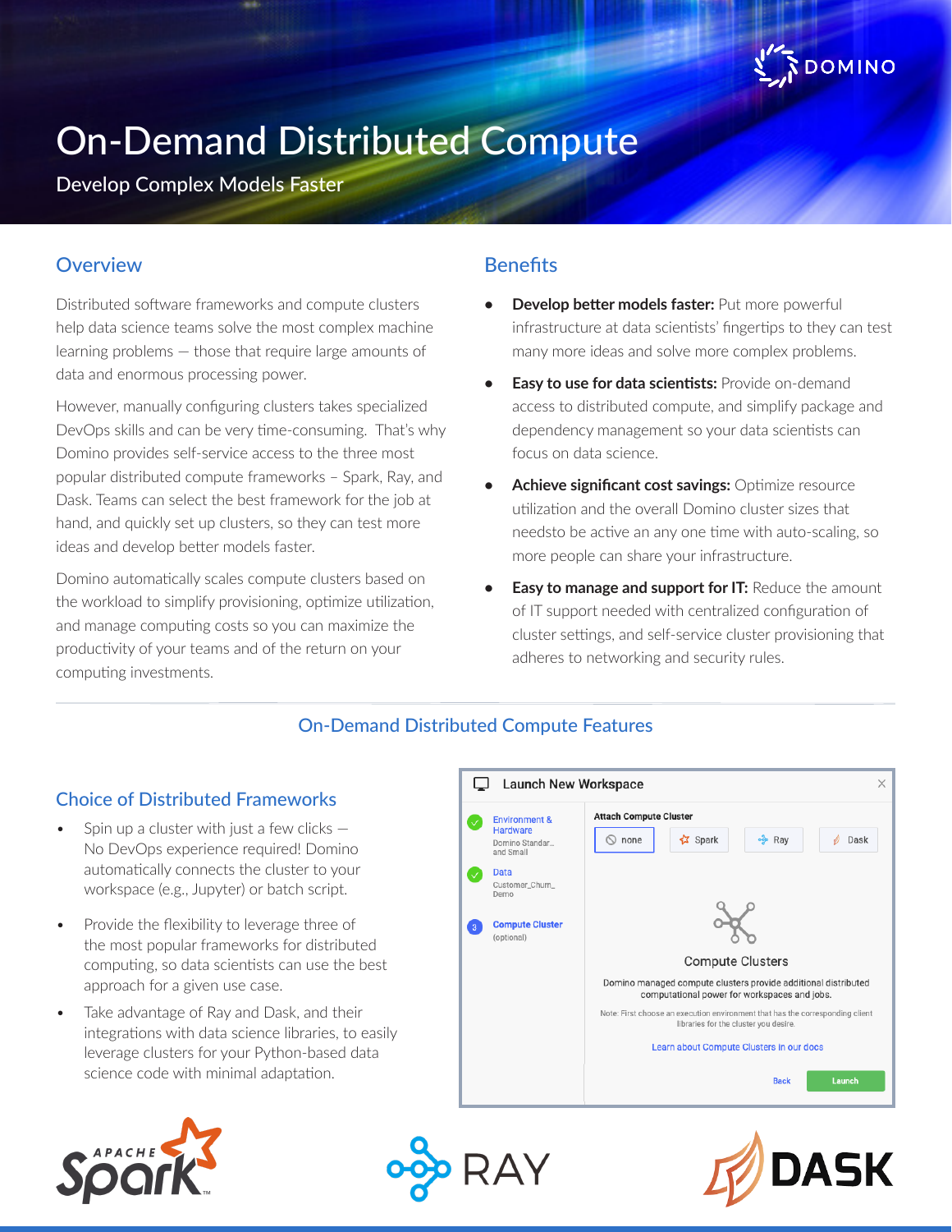# On-Demand Distributed Compute

Develop Complex Models Faster

## Overview

Distributed software frameworks and compute clusters help data science teams solve the most complex machine learning problems — those that require large amounts of data and enormous processing power.

However, manually configuring clusters takes specialized DevOps skills and can be very time-consuming. That's why Domino provides self-service access to the three most popular distributed compute frameworks – Spark, Ray, and Dask. Teams can select the best framework for the job at hand, and quickly set up clusters, so they can test more ideas and develop better models faster.

Domino automatically scales compute clusters based on the workload to simplify provisioning, optimize utilization, and manage computing costs so you can maximize the productivity of your teams and of the return on your computing investments.

## Benefits

- **Develop better models faster:** Put more powerful infrastructure at data scientists' fingertips to they can test many more ideas and solve more complex problems.
- **Easy to use for data scientists:** Provide on-demand access to distributed compute, and simplify package and dependency management so your data scientists can focus on data science.
- **Achieve significant cost savings:** Optimize resource utilization and the overall Domino cluster sizes that needsto be active an any one time with auto-scaling, so more people can share your infrastructure.
- **Easy to manage and support for IT:** Reduce the amount of IT support needed with centralized configuration of cluster settings, and self-service cluster provisioning that adheres to networking and security rules.

## On-Demand Distributed Compute Features

### Choice of Distributed Frameworks

- Spin up a cluster with just a few clicks — No DevOps experience required! Domino automatically connects the cluster to your workspace (e.g., Jupyter) or batch script.
- Provide the flexibility to leverage three of the most popular frameworks for distributed computing, so data scientists can use the best approach for a given use case.
- Take advantage of Ray and Dask, and their integrations with data science libraries, to easily leverage clusters for your Python-based data science code with minimal adaptation.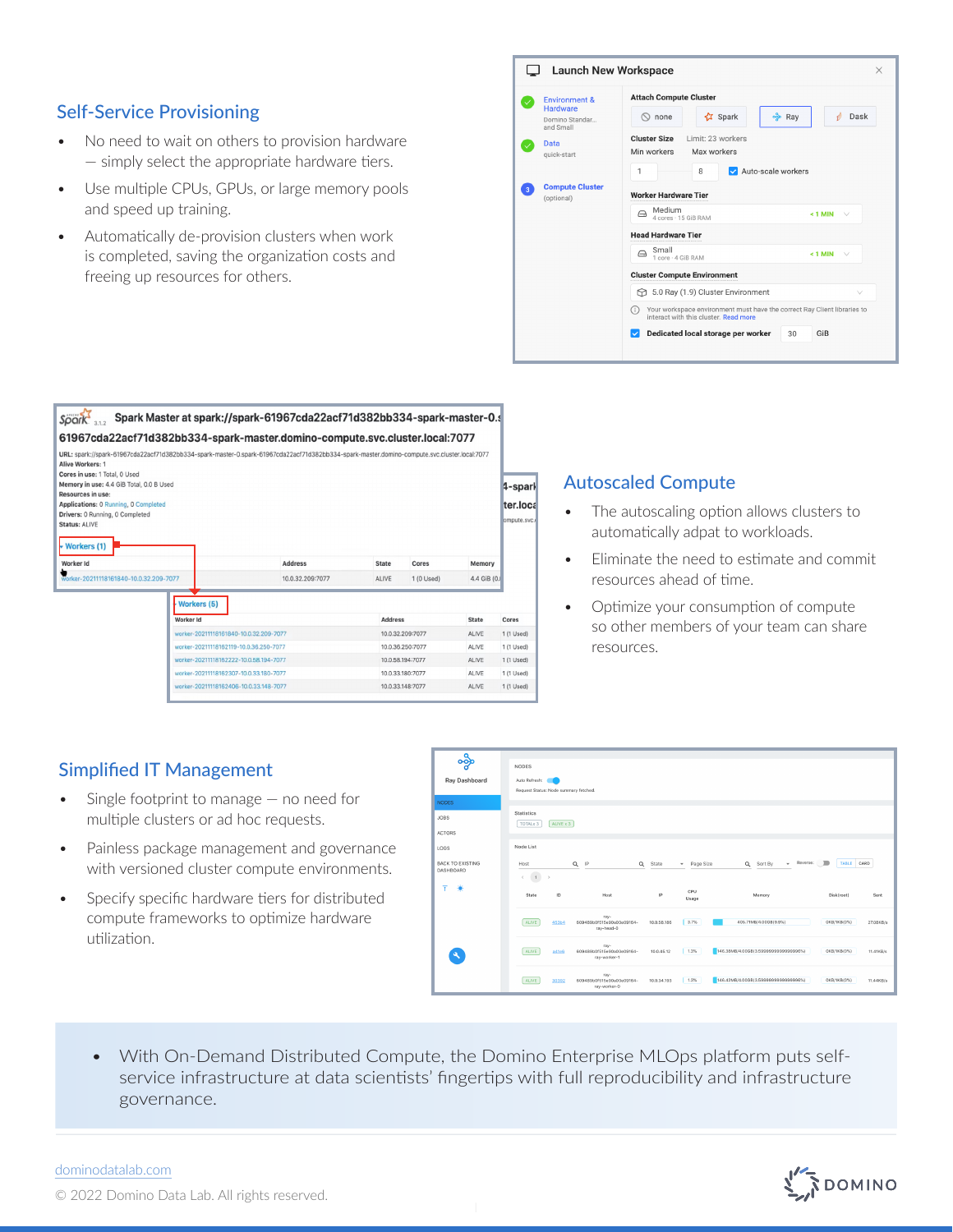## Self-Service Provisioning

- No need to wait on others to provision hardware — simply select the appropriate hardware tiers.
- Use multiple CPUs, GPUs, or large memory pools and speed up training.
- Automatically de-provision clusters when work is completed, saving the organization costs and freeing up resources for others.

## Autoscaled Compute

- The autoscaling option allows clusters to automatically adpat to workloads.
- Eliminate the need to estimate and commit resources ahead of time.
- Optimize your consumption of compute so other members of your team can share resources.

## Simplified IT Management

- Single footprint to manage — no need for multiple clusters or ad hoc requests.
- Painless package management and governance with versioned cluster compute environments.
- Specify specific hardware tiers for distributed compute frameworks to optimize hardware utilization.

- With On-Demand Distributed Compute, the Domino Enterprise MLOps platform puts self-service infrastructure at data scientists' fingertips with full reproducibility and infrastructure governance.

dominodatalab.com

© 2022 Domino Data Lab. All rights reserved.